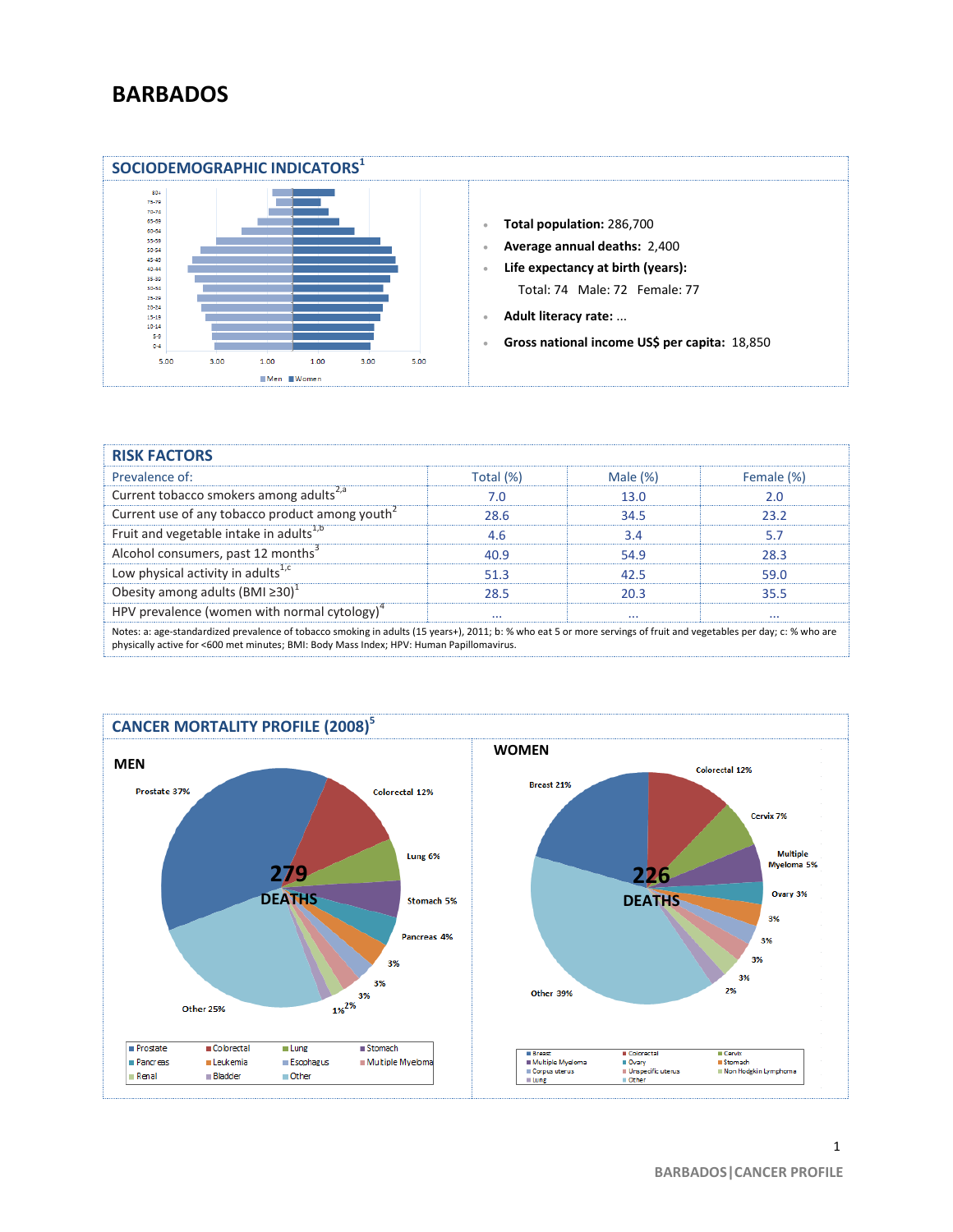# BARBADOS

## SOCIODEMOGRAPHIC INDICATORS[1]

- **Total population:** 286,700
- **Average annual deaths:** 2,400
- **Life expectancy at birth (years):**
  Total: 74 Male: 72 Female: 77
- **Adult literacy rate:** ...
- **Gross national income US$ per capita:** 18,850

## RISK FACTORS

| Prevalence of: | Total (%) | Male (%) | Female (%) |
|---|---|---|---|
| Current tobacco smokers among adults[2,a] | 7.0 | 13.0 | 2.0 |
| Current use of any tobacco product among youth[2] | 28.6 | 34.5 | 23.2 |
| Fruit and vegetable intake in adults[1,b] | 4.6 | 3.4 | 5.7 |
| Alcohol consumers, past 12 months[3] | 40.9 | 54.9 | 28.3 |
| Low physical activity in adults[1,c] | 51.3 | 42.5 | 59.0 |
| Obesity among adults (BMI ≥30)[1] | 28.5 | 20.3 | 35.5 |
| HPV prevalence (women with normal cytology)[4] | ... | ... | ... |

Notes: a: age-standardized prevalence of tobacco smoking in adults (15 years+), 2011; b: % who eat 5 or more servings of fruit and vegetables per day; c: % who are physically active for <600 met minutes; BMI: Body Mass Index; HPV: Human Papillomavirus.

## CANCER MORTALITY PROFILE (2008)[5]

### MEN

279 DEATHS

Prostate 37%, Colorectal 12%, Lung 6%, Stomach 5%, Pancreas 4%, 3%, 3%, 3%, 2%, 1%, Other 25%

Legend: Prostate, Colorectal, Lung, Stomach, Pancreas, Leukemia, Esophagus, Multiple Myeloma, Renal, Bladder, Other

### WOMEN

226 DEATHS

Breast 21%, Colorectal 12%, Cervix 7%, Multiple Myeloma 5%, Ovary 3%, 3%, 3%, 3%, 3%, 2%, Other 39%

Legend: Breast, Colorectal, Cervix, Multiple Myeloma, Ovary, Stomach, Corpus uterus, Unspecific uterus, Non Hodgkin Lymphoma, Lung, Other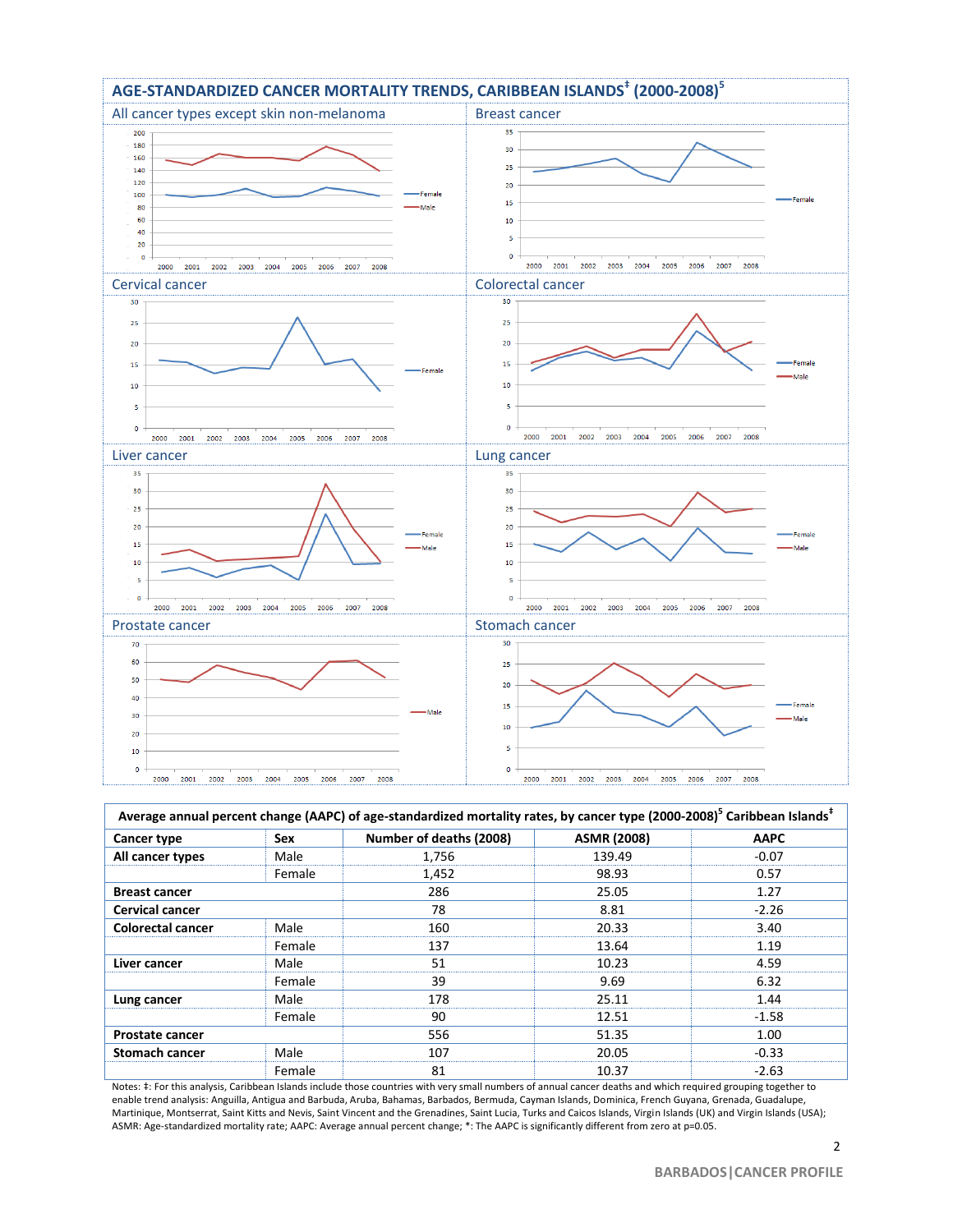## AGE-STANDARDIZED CANCER MORTALITY TRENDS, CARIBBEAN ISLANDS‡ (2000-2008)[5]

All cancer types except skin non-melanoma

Breast cancer

Cervical cancer

Colorectal cancer

Liver cancer

Lung cancer

Prostate cancer

Stomach cancer

| Average annual percent change (AAPC) of age-standardized mortality rates, by cancer type (2000-2008)[5] Caribbean Islands‡ | | | | |
|---|---|---|---|---|
| **Cancer type** | **Sex** | **Number of deaths (2008)** | **ASMR (2008)** | **AAPC** |
| **All cancer types** | Male | 1,756 | 139.49 | -0.07 |
| | Female | 1,452 | 98.93 | 0.57 |
| **Breast cancer** | | 286 | 25.05 | 1.27 |
| **Cervical cancer** | | 78 | 8.81 | -2.26 |
| **Colorectal cancer** | Male | 160 | 20.33 | 3.40 |
| | Female | 137 | 13.64 | 1.19 |
| **Liver cancer** | Male | 51 | 10.23 | 4.59 |
| | Female | 39 | 9.69 | 6.32 |
| **Lung cancer** | Male | 178 | 25.11 | 1.44 |
| | Female | 90 | 12.51 | -1.58 |
| **Prostate cancer** | | 556 | 51.35 | 1.00 |
| **Stomach cancer** | Male | 107 | 20.05 | -0.33 |
| | Female | 81 | 10.37 | -2.63 |

Notes: ‡: For this analysis, Caribbean Islands include those countries with very small numbers of annual cancer deaths and which required grouping together to enable trend analysis: Anguilla, Antigua and Barbuda, Aruba, Bahamas, Barbados, Bermuda, Cayman Islands, Dominica, French Guyana, Grenada, Guadalupe, Martinique, Montserrat, Saint Kitts and Nevis, Saint Vincent and the Grenadines, Saint Lucia, Turks and Caicos Islands, Virgin Islands (UK) and Virgin Islands (USA); ASMR: Age-standardized mortality rate; AAPC: Average annual percent change; *: The AAPC is significantly different from zero at p=0.05.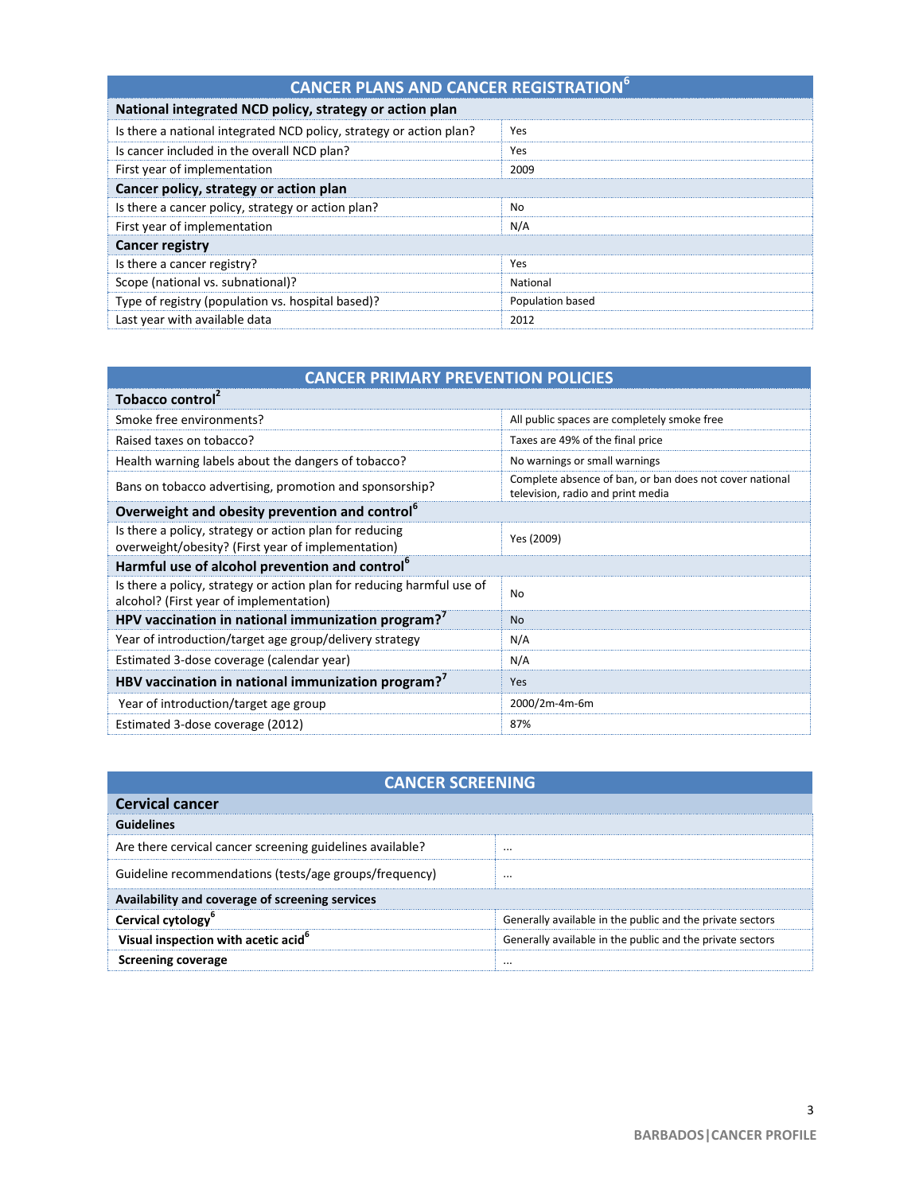## CANCER PLANS AND CANCER REGISTRATION[6]

| National integrated NCD policy, strategy or action plan | |
|---|---|
| Is there a national integrated NCD policy, strategy or action plan? | Yes |
| Is cancer included in the overall NCD plan? | Yes |
| First year of implementation | 2009 |
| **Cancer policy, strategy or action plan** | |
| Is there a cancer policy, strategy or action plan? | No |
| First year of implementation | N/A |
| **Cancer registry** | |
| Is there a cancer registry? | Yes |
| Scope (national vs. subnational)? | National |
| Type of registry (population vs. hospital based)? | Population based |
| Last year with available data | 2012 |

## CANCER PRIMARY PREVENTION POLICIES

| Tobacco control[2] | |
|---|---|
| Smoke free environments? | All public spaces are completely smoke free |
| Raised taxes on tobacco? | Taxes are 49% of the final price |
| Health warning labels about the dangers of tobacco? | No warnings or small warnings |
| Bans on tobacco advertising, promotion and sponsorship? | Complete absence of ban, or ban does not cover national television, radio and print media |
| **Overweight and obesity prevention and control[6]** | |
| Is there a policy, strategy or action plan for reducing overweight/obesity? (First year of implementation) | Yes (2009) |
| **Harmful use of alcohol prevention and control[6]** | |
| Is there a policy, strategy or action plan for reducing harmful use of alcohol? (First year of implementation) | No |
| **HPV vaccination in national immunization program?[7]** | No |
| Year of introduction/target age group/delivery strategy | N/A |
| Estimated 3-dose coverage (calendar year) | N/A |
| **HBV vaccination in national immunization program?[7]** | Yes |
| Year of introduction/target age group | 2000/2m-4m-6m |
| Estimated 3-dose coverage (2012) | 87% |

## CANCER SCREENING

| Cervical cancer | |
|---|---|
| **Guidelines** | |
| Are there cervical cancer screening guidelines available? | ... |
| Guideline recommendations (tests/age groups/frequency) | ... |
| **Availability and coverage of screening services** | |
| **Cervical cytology[6]** | Generally available in the public and the private sectors |
| **Visual inspection with acetic acid[6]** | Generally available in the public and the private sectors |
| **Screening coverage** | ... |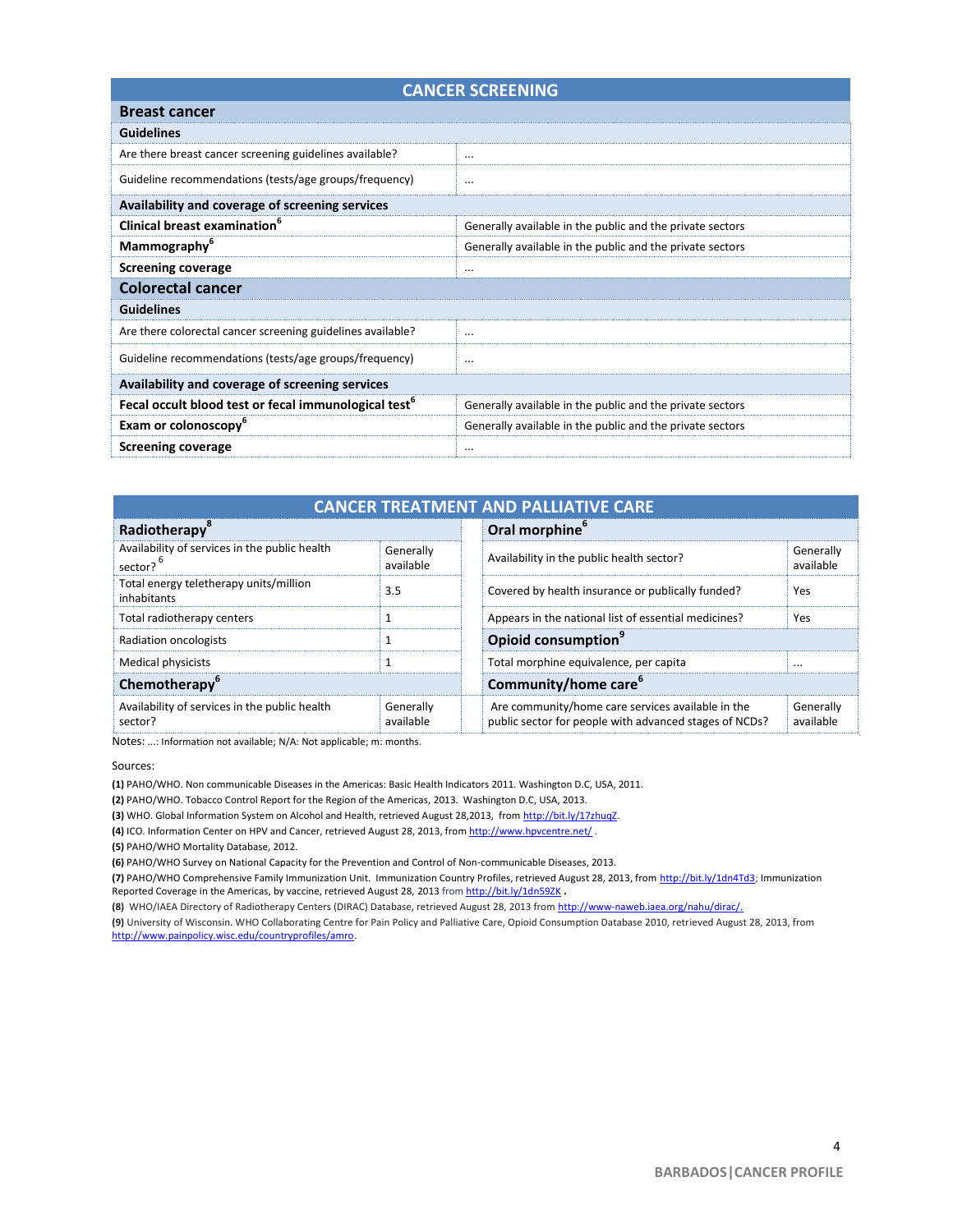## CANCER SCREENING

### Breast cancer

| | |
|---|---|
| **Guidelines** | |
| Are there breast cancer screening guidelines available? | ... |
| Guideline recommendations (tests/age groups/frequency) | ... |
| **Availability and coverage of screening services** | |
| **Clinical breast examination**[6] | Generally available in the public and the private sectors |
| **Mammography**[6] | Generally available in the public and the private sectors |
| **Screening coverage** | ... |

### Colorectal cancer

| | |
|---|---|
| **Guidelines** | |
| Are there colorectal cancer screening guidelines available? | ... |
| Guideline recommendations (tests/age groups/frequency) | ... |
| **Availability and coverage of screening services** | |
| **Fecal occult blood test or fecal immunological test**[6] | Generally available in the public and the private sectors |
| **Exam or colonoscopy**[6] | Generally available in the public and the private sectors |
| **Screening coverage** | ... |

## CANCER TREATMENT AND PALLIATIVE CARE

| | |
|---|---|
| **Radiotherapy**[8] | |
| Availability of services in the public health sector?[6] | Generally available |
| Total energy teletherapy units/million inhabitants | 3.5 |
| Total radiotherapy centers | 1 |
| Radiation oncologists | 1 |
| Medical physicists | 1 |
| **Chemotherapy**[6] | |
| Availability of services in the public health sector? | Generally available |

| | |
|---|---|
| **Oral morphine**[6] | |
| Availability in the public health sector? | Generally available |
| Covered by health insurance or publically funded? | Yes |
| Appears in the national list of essential medicines? | Yes |
| **Opioid consumption**[9] | |
| Total morphine equivalence, per capita | ... |
| **Community/home care**[6] | |
| Are community/home care services available in the public sector for people with advanced stages of NCDs? | Generally available |

Notes: ...: Information not available; N/A: Not applicable; m: months.

Sources:

**(1)** PAHO/WHO. Non communicable Diseases in the Americas: Basic Health Indicators 2011. Washington D.C, USA, 2011.

**(2)** PAHO/WHO. Tobacco Control Report for the Region of the Americas, 2013. Washington D.C, USA, 2013.

**(3)** WHO. Global Information System on Alcohol and Health, retrieved August 28,2013, from http://bit.ly/17zhuqZ.

**(4)** ICO. Information Center on HPV and Cancer, retrieved August 28, 2013, from http://www.hpvcentre.net/ .

**(5)** PAHO/WHO Mortality Database, 2012.

**(6)** PAHO/WHO Survey on National Capacity for the Prevention and Control of Non-communicable Diseases, 2013.

**(7)** PAHO/WHO Comprehensive Family Immunization Unit. Immunization Country Profiles, retrieved August 28, 2013, from http://bit.ly/1dn4Td3; Immunization Reported Coverage in the Americas, by vaccine, retrieved August 28, 2013 from http://bit.ly/1dn59ZK .

**(8)** WHO/IAEA Directory of Radiotherapy Centers (DIRAC) Database, retrieved August 28, 2013 from http://www-naweb.iaea.org/nahu/dirac/.

**(9)** University of Wisconsin. WHO Collaborating Centre for Pain Policy and Palliative Care, Opioid Consumption Database 2010, retrieved August 28, 2013, from http://www.painpolicy.wisc.edu/countryprofiles/amro.